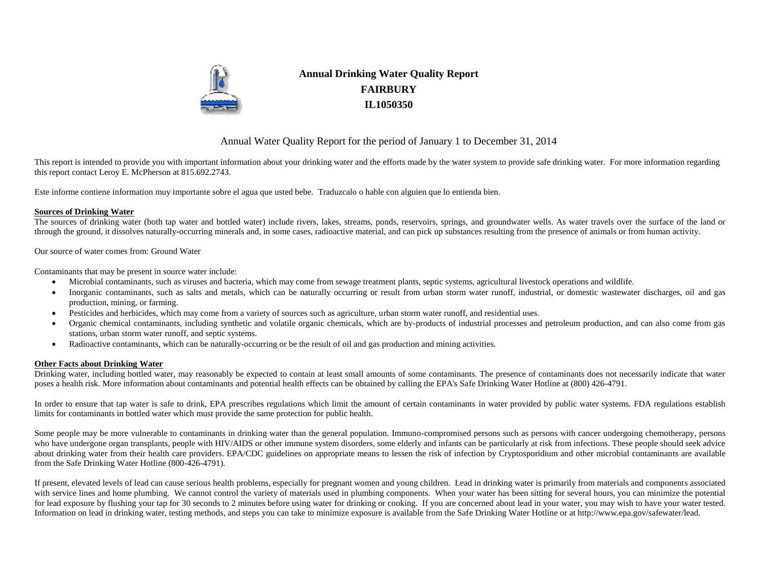# Annual Drinking Water Quality Report
## FAIRBURY
## IL1050350

Annual Water Quality Report for the period of January 1 to December 31, 2014

This report is intended to provide you with important information about your drinking water and the efforts made by the water system to provide safe drinking water. For more information regarding this report contact Leroy E. McPherson at 815.692.2743.

Este informe contiene information muy importante sobre el agua que usted bebe. Traduzcalo o hable con alguien que lo entienda bien.

**Sources of Drinking Water**

The sources of drinking water (both tap water and bottled water) include rivers, lakes, streams, ponds, reservoirs, springs, and groundwater wells. As water travels over the surface of the land or through the ground, it dissolves naturally-occurring minerals and, in some cases, radioactive material, and can pick up substances resulting from the presence of animals or from human activity.

Our source of water comes from: Ground Water

Contaminants that may be present in source water include:

- Microbial contaminants, such as viruses and bacteria, which may come from sewage treatment plants, septic systems, agricultural livestock operations and wildlife.
- Inorganic contaminants, such as salts and metals, which can be naturally occurring or result from urban storm water runoff, industrial, or domestic wastewater discharges, oil and gas production, mining, or farming.
- Pesticides and herbicides, which may come from a variety of sources such as agriculture, urban storm water runoff, and residential uses.
- Organic chemical contaminants, including synthetic and volatile organic chemicals, which are by-products of industrial processes and petroleum production, and can also come from gas stations, urban storm water runoff, and septic systems.
- Radioactive contaminants, which can be naturally-occurring or be the result of oil and gas production and mining activities.

**Other Facts about Drinking Water**

Drinking water, including bottled water, may reasonably be expected to contain at least small amounts of some contaminants. The presence of contaminants does not necessarily indicate that water poses a health risk. More information about contaminants and potential health effects can be obtained by calling the EPA's Safe Drinking Water Hotline at (800) 426-4791.

In order to ensure that tap water is safe to drink, EPA prescribes regulations which limit the amount of certain contaminants in water provided by public water systems. FDA regulations establish limits for contaminants in bottled water which must provide the same protection for public health.

Some people may be more vulnerable to contaminants in drinking water than the general population. Immuno-compromised persons such as persons with cancer undergoing chemotherapy, persons who have undergone organ transplants, people with HIV/AIDS or other immune system disorders, some elderly and infants can be particularly at risk from infections. These people should seek advice about drinking water from their health care providers. EPA/CDC guidelines on appropriate means to lessen the risk of infection by Cryptosporidium and other microbial contaminants are available from the Safe Drinking Water Hotline (800-426-4791).

If present, elevated levels of lead can cause serious health problems, especially for pregnant women and young children. Lead in drinking water is primarily from materials and components associated with service lines and home plumbing. We cannot control the variety of materials used in plumbing components. When your water has been sitting for several hours, you can minimize the potential for lead exposure by flushing your tap for 30 seconds to 2 minutes before using water for drinking or cooking. If you are concerned about lead in your water, you may wish to have your water tested. Information on lead in drinking water, testing methods, and steps you can take to minimize exposure is available from the Safe Drinking Water Hotline or at http://www.epa.gov/safewater/lead.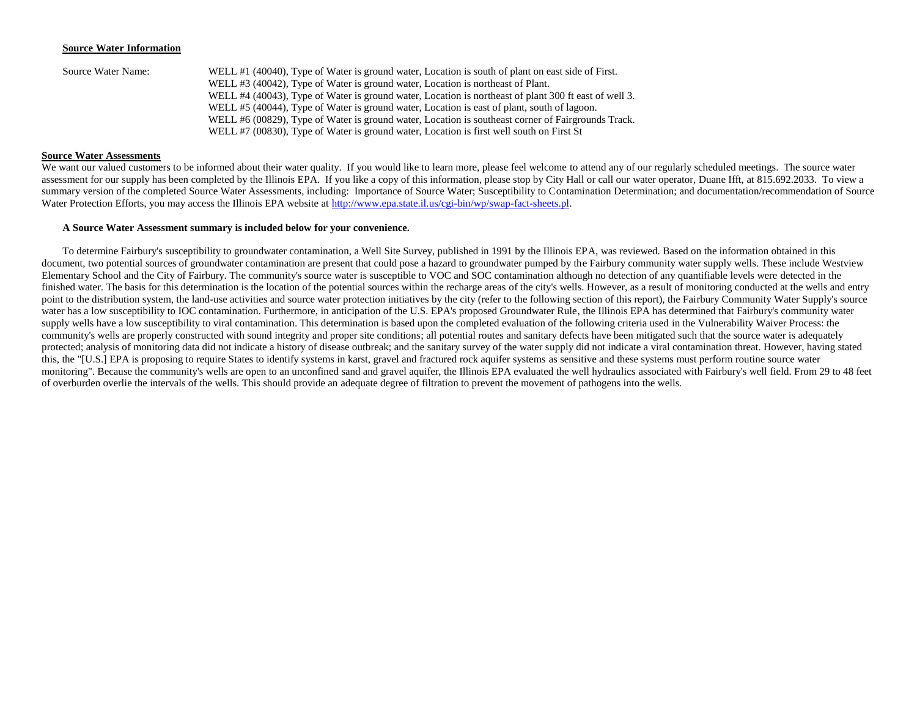## Source Water Information

Source Water Name:

WELL #1 (40040), Type of Water is ground water, Location is south of plant on east side of First.
WELL #3 (40042), Type of Water is ground water, Location is northeast of Plant.
WELL #4 (40043), Type of Water is ground water, Location is northeast of plant 300 ft east of well 3.
WELL #5 (40044), Type of Water is ground water, Location is east of plant, south of lagoon.
WELL #6 (00829), Type of Water is ground water, Location is southeast corner of Fairgrounds Track.
WELL #7 (00830), Type of Water is ground water, Location is first well south on First St

## Source Water Assessments

We want our valued customers to be informed about their water quality. If you would like to learn more, please feel welcome to attend any of our regularly scheduled meetings. The source water assessment for our supply has been completed by the Illinois EPA. If you like a copy of this information, please stop by City Hall or call our water operator, Duane Ifft, at 815.692.2033. To view a summary version of the completed Source Water Assessments, including: Importance of Source Water; Susceptibility to Contamination Determination; and documentation/recommendation of Source Water Protection Efforts, you may access the Illinois EPA website at http://www.epa.state.il.us/cgi-bin/wp/swap-fact-sheets.pl.

**A Source Water Assessment summary is included below for your convenience.**

To determine Fairbury's susceptibility to groundwater contamination, a Well Site Survey, published in 1991 by the Illinois EPA, was reviewed. Based on the information obtained in this document, two potential sources of groundwater contamination are present that could pose a hazard to groundwater pumped by the Fairbury community water supply wells. These include Westview Elementary School and the City of Fairbury. The community's source water is susceptible to VOC and SOC contamination although no detection of any quantifiable levels were detected in the finished water. The basis for this determination is the location of the potential sources within the recharge areas of the city's wells. However, as a result of monitoring conducted at the wells and entry point to the distribution system, the land-use activities and source water protection initiatives by the city (refer to the following section of this report), the Fairbury Community Water Supply's source water has a low susceptibility to IOC contamination. Furthermore, in anticipation of the U.S. EPA's proposed Groundwater Rule, the Illinois EPA has determined that Fairbury's community water supply wells have a low susceptibility to viral contamination. This determination is based upon the completed evaluation of the following criteria used in the Vulnerability Waiver Process: the community's wells are properly constructed with sound integrity and proper site conditions; all potential routes and sanitary defects have been mitigated such that the source water is adequately protected; analysis of monitoring data did not indicate a history of disease outbreak; and the sanitary survey of the water supply did not indicate a viral contamination threat. However, having stated this, the "[U.S.] EPA is proposing to require States to identify systems in karst, gravel and fractured rock aquifer systems as sensitive and these systems must perform routine source water monitoring". Because the community's wells are open to an unconfined sand and gravel aquifer, the Illinois EPA evaluated the well hydraulics associated with Fairbury's well field. From 29 to 48 feet of overburden overlie the intervals of the wells. This should provide an adequate degree of filtration to prevent the movement of pathogens into the wells.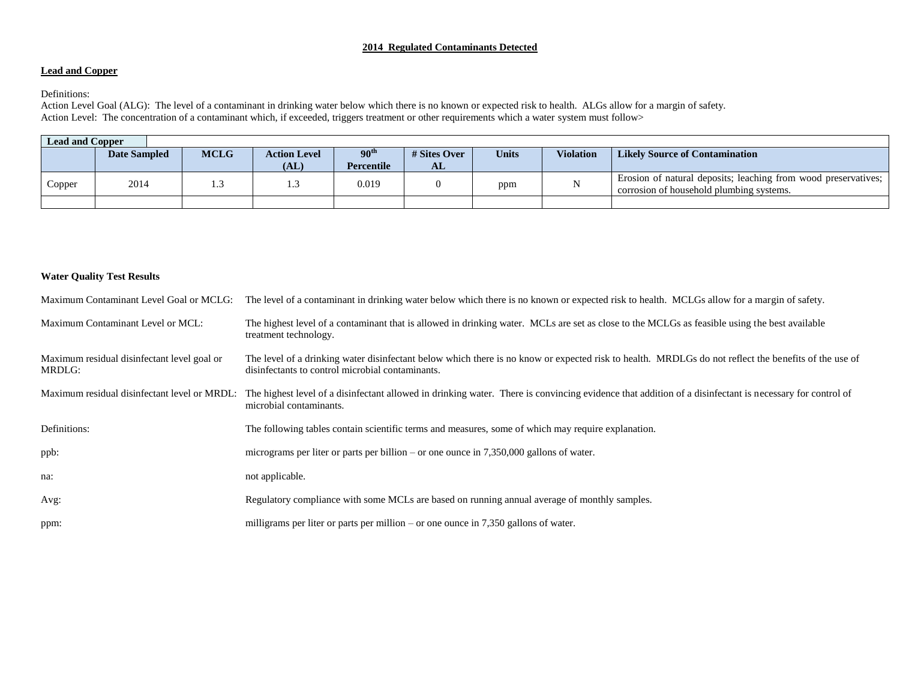## 2014 Regulated Contaminants Detected

### Lead and Copper

Definitions:
Action Level Goal (ALG): The level of a contaminant in drinking water below which there is no known or expected risk to health. ALGs allow for a margin of safety.
Action Level: The concentration of a contaminant which, if exceeded, triggers treatment or other requirements which a water system must follow>

| Lead and Copper | | | | | | | | |
|---|---|---|---|---|---|---|---|---|
| | Date Sampled | MCLG | Action Level (AL) | 90th Percentile | # Sites Over AL | Units | Violation | Likely Source of Contamination |
| Copper | 2014 | 1.3 | 1.3 | 0.019 | 0 | ppm | N | Erosion of natural deposits; leaching from wood preservatives; corrosion of household plumbing systems. |
| | | | | | | | | |

### Water Quality Test Results

Maximum Contaminant Level Goal or MCLG: The level of a contaminant in drinking water below which there is no known or expected risk to health. MCLGs allow for a margin of safety.

Maximum Contaminant Level or MCL: The highest level of a contaminant that is allowed in drinking water. MCLs are set as close to the MCLGs as feasible using the best available treatment technology.

Maximum residual disinfectant level goal or MRDLG: The level of a drinking water disinfectant below which there is no know or expected risk to health. MRDLGs do not reflect the benefits of the use of disinfectants to control microbial contaminants.

Maximum residual disinfectant level or MRDL: The highest level of a disinfectant allowed in drinking water. There is convincing evidence that addition of a disinfectant is necessary for control of microbial contaminants.

Definitions: The following tables contain scientific terms and measures, some of which may require explanation.

ppb: micrograms per liter or parts per billion – or one ounce in 7,350,000 gallons of water.

na: not applicable.

Avg: Regulatory compliance with some MCLs are based on running annual average of monthly samples.

ppm: milligrams per liter or parts per million – or one ounce in 7,350 gallons of water.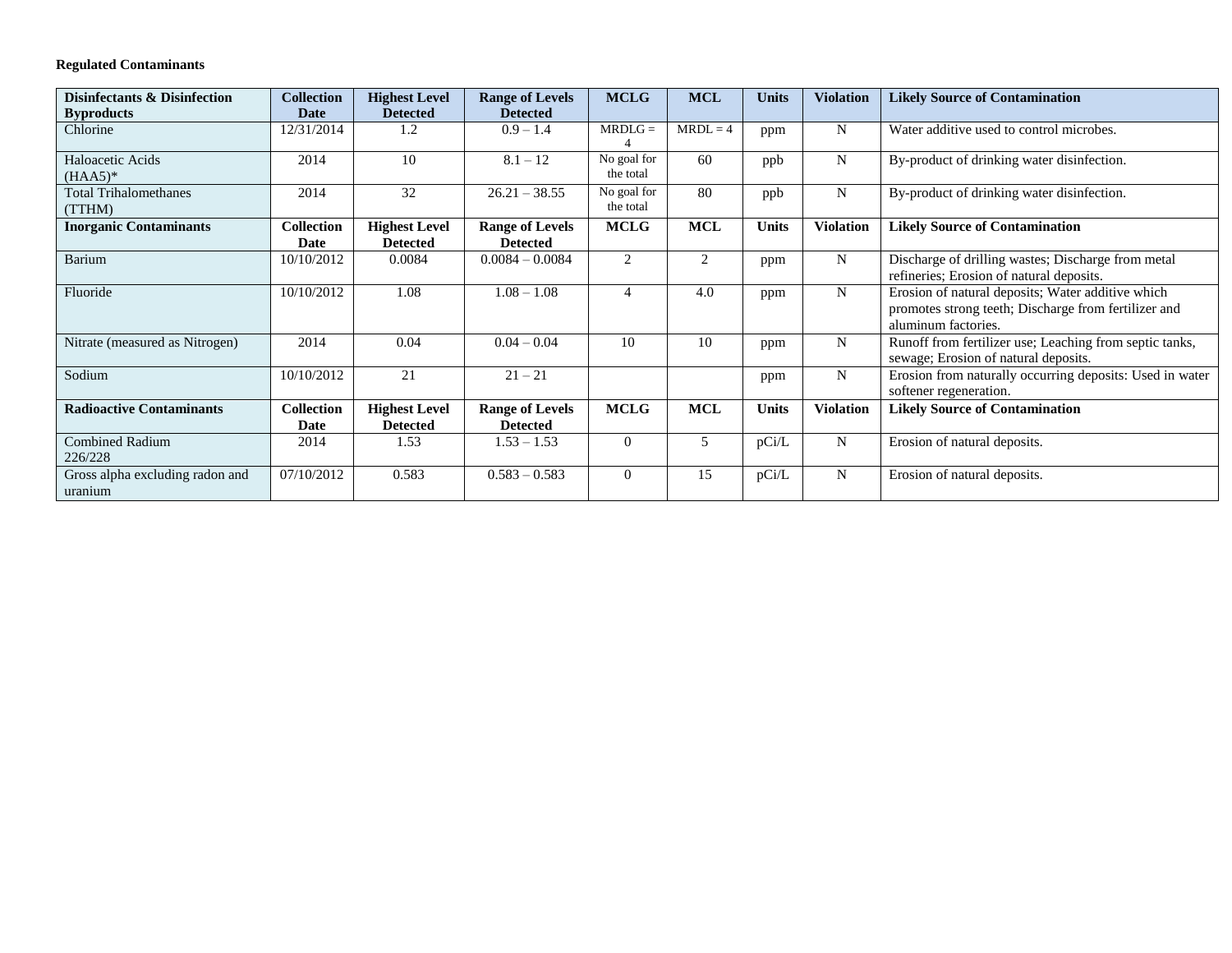**Regulated Contaminants**

| Disinfectants & Disinfection Byproducts | Collection Date | Highest Level Detected | Range of Levels Detected | MCLG | MCL | Units | Violation | Likely Source of Contamination |
|---|---|---|---|---|---|---|---|---|
| Chlorine | 12/31/2014 | 1.2 | 0.9 – 1.4 | MRDLG = 4 | MRDL = 4 | ppm | N | Water additive used to control microbes. |
| Haloacetic Acids (HAA5)* | 2014 | 10 | 8.1 – 12 | No goal for the total | 60 | ppb | N | By-product of drinking water disinfection. |
| Total Trihalomethanes (TTHM) | 2014 | 32 | 26.21 – 38.55 | No goal for the total | 80 | ppb | N | By-product of drinking water disinfection. |
| **Inorganic Contaminants** | **Collection Date** | **Highest Level Detected** | **Range of Levels Detected** | **MCLG** | **MCL** | **Units** | **Violation** | **Likely Source of Contamination** |
| Barium | 10/10/2012 | 0.0084 | 0.0084 – 0.0084 | 2 | 2 | ppm | N | Discharge of drilling wastes; Discharge from metal refineries; Erosion of natural deposits. |
| Fluoride | 10/10/2012 | 1.08 | 1.08 – 1.08 | 4 | 4.0 | ppm | N | Erosion of natural deposits; Water additive which promotes strong teeth; Discharge from fertilizer and aluminum factories. |
| Nitrate (measured as Nitrogen) | 2014 | 0.04 | 0.04 – 0.04 | 10 | 10 | ppm | N | Runoff from fertilizer use; Leaching from septic tanks, sewage; Erosion of natural deposits. |
| Sodium | 10/10/2012 | 21 | 21 – 21 | | | ppm | N | Erosion from naturally occurring deposits: Used in water softener regeneration. |
| **Radioactive Contaminants** | **Collection Date** | **Highest Level Detected** | **Range of Levels Detected** | **MCLG** | **MCL** | **Units** | **Violation** | **Likely Source of Contamination** |
| Combined Radium 226/228 | 2014 | 1.53 | 1.53 – 1.53 | 0 | 5 | pCi/L | N | Erosion of natural deposits. |
| Gross alpha excluding radon and uranium | 07/10/2012 | 0.583 | 0.583 – 0.583 | 0 | 15 | pCi/L | N | Erosion of natural deposits. |